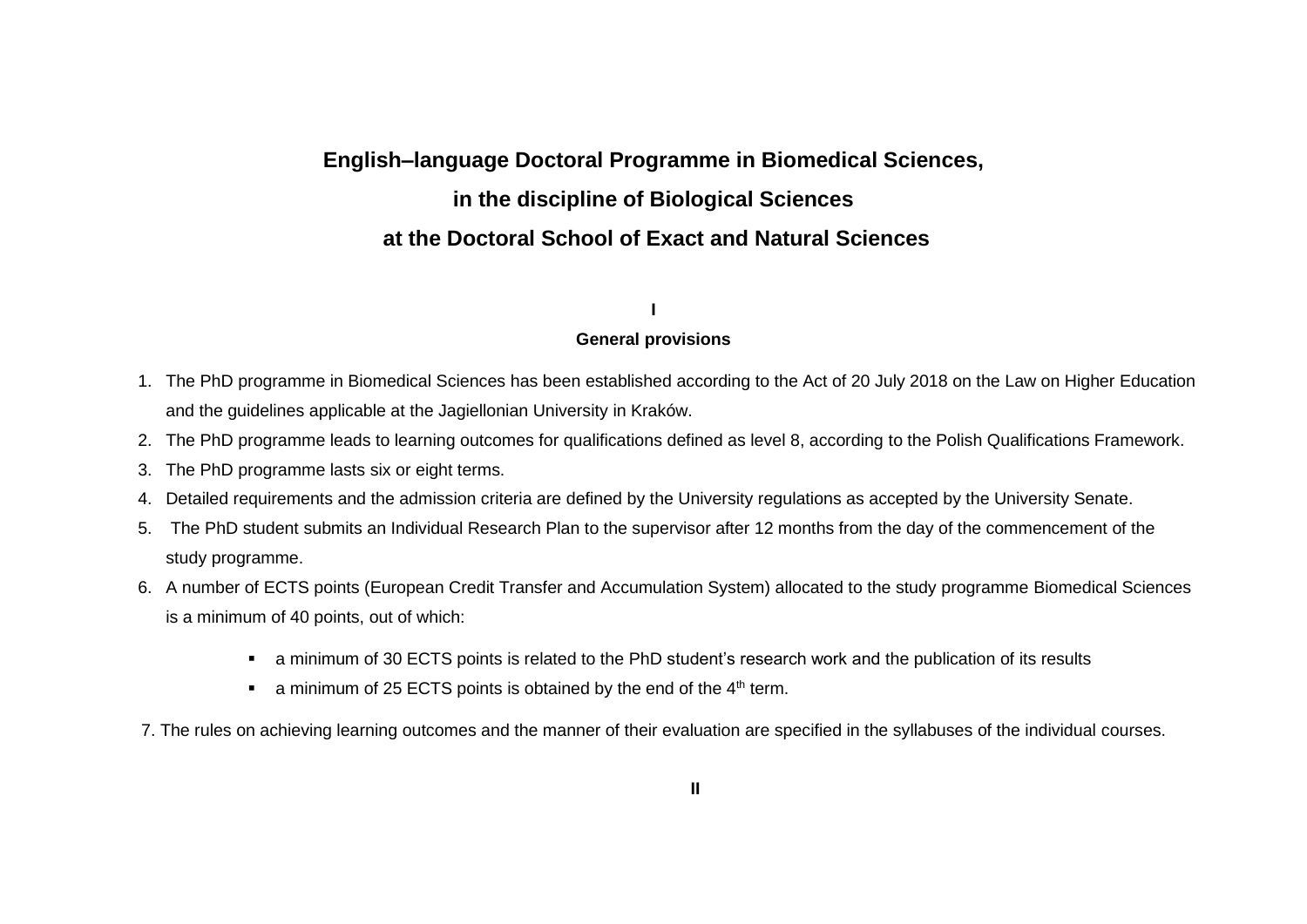# English–language Doctoral Programme in Biomedical Sciences,

# in the discipline of Biological Sciences

# at the Doctoral School of Exact and Natural Sciences

## I

## General provisions

1. The PhD programme in Biomedical Sciences has been established according to the Act of 20 July 2018 on the Law on Higher Education and the guidelines applicable at the Jagiellonian University in Kraków.
2. The PhD programme leads to learning outcomes for qualifications defined as level 8, according to the Polish Qualifications Framework.
3. The PhD programme lasts six or eight terms.
4. Detailed requirements and the admission criteria are defined by the University regulations as accepted by the University Senate.
5. The PhD student submits an Individual Research Plan to the supervisor after 12 months from the day of the commencement of the study programme.
6. A number of ECTS points (European Credit Transfer and Accumulation System) allocated to the study programme Biomedical Sciences is a minimum of 40 points, out of which:
   - a minimum of 30 ECTS points is related to the PhD student's research work and the publication of its results
   - a minimum of 25 ECTS points is obtained by the end of the $4^{th}$ term.
7. The rules on achieving learning outcomes and the manner of their evaluation are specified in the syllabuses of the individual courses.

## II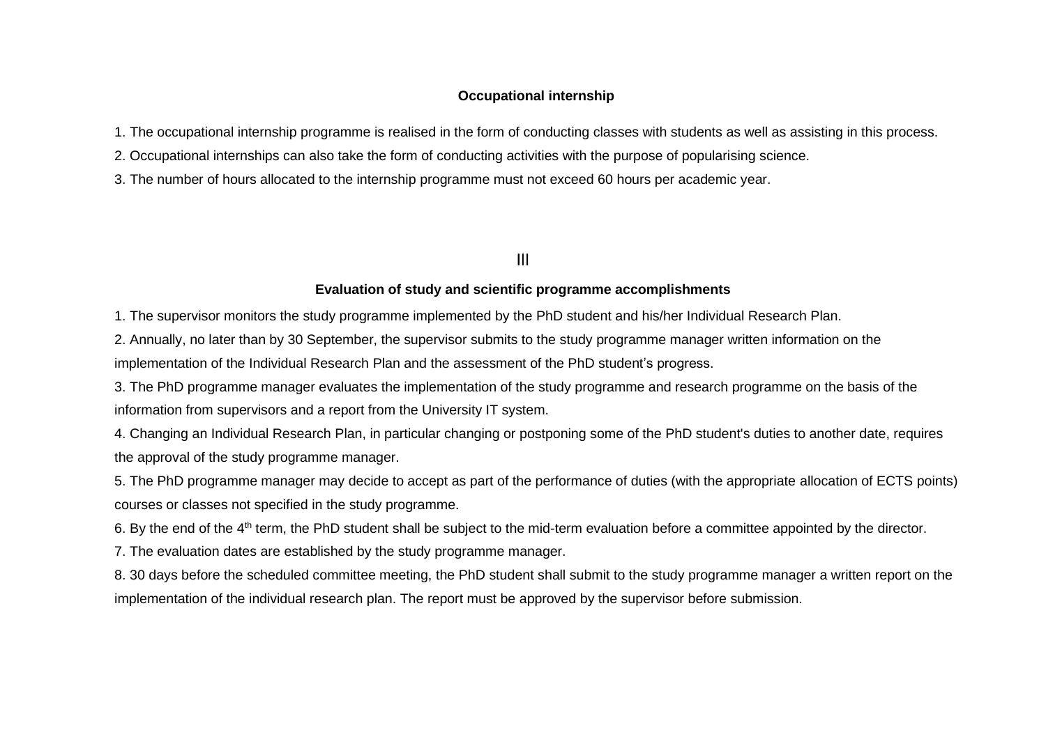### Occupational internship

1. The occupational internship programme is realised in the form of conducting classes with students as well as assisting in this process.
2. Occupational internships can also take the form of conducting activities with the purpose of popularising science.
3. The number of hours allocated to the internship programme must not exceed 60 hours per academic year.

## III

### Evaluation of study and scientific programme accomplishments

1. The supervisor monitors the study programme implemented by the PhD student and his/her Individual Research Plan.
2. Annually, no later than by 30 September, the supervisor submits to the study programme manager written information on the implementation of the Individual Research Plan and the assessment of the PhD student's progress.
3. The PhD programme manager evaluates the implementation of the study programme and research programme on the basis of the information from supervisors and a report from the University IT system.
4. Changing an Individual Research Plan, in particular changing or postponing some of the PhD student's duties to another date, requires the approval of the study programme manager.
5. The PhD programme manager may decide to accept as part of the performance of duties (with the appropriate allocation of ECTS points) courses or classes not specified in the study programme.
6. By the end of the 4th term, the PhD student shall be subject to the mid-term evaluation before a committee appointed by the director.
7. The evaluation dates are established by the study programme manager.
8. 30 days before the scheduled committee meeting, the PhD student shall submit to the study programme manager a written report on the implementation of the individual research plan. The report must be approved by the supervisor before submission.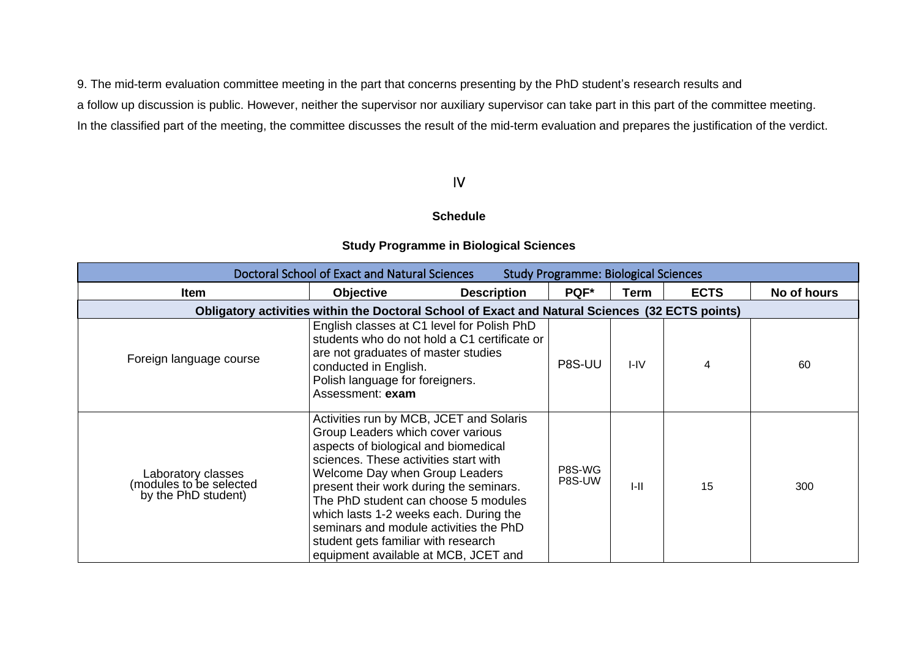9. The mid-term evaluation committee meeting in the part that concerns presenting by the PhD student's research results and a follow up discussion is public. However, neither the supervisor nor auxiliary supervisor can take part in this part of the committee meeting. In the classified part of the meeting, the committee discusses the result of the mid-term evaluation and prepares the justification of the verdict.

## IV

### Schedule

### Study Programme in Biological Sciences

| Doctoral School of Exact and Natural Sciences Study Programme: Biological Sciences | | | | | |
|---|---|---|---|---|---|
| **Item** | **Objective Description** | **PQF*** | **Term** | **ECTS** | **No of hours** |
| **Obligatory activities within the Doctoral School of Exact and Natural Sciences (32 ECTS points)** | | | | | |
| Foreign language course | English classes at C1 level for Polish PhD students who do not hold a C1 certificate or are not graduates of master studies conducted in English. Polish language for foreigners. Assessment: **exam** | P8S-UU | I-IV | 4 | 60 |
| Laboratory classes (modules to be selected by the PhD student) | Activities run by MCB, JCET and Solaris Group Leaders which cover various aspects of biological and biomedical sciences. These activities start with Welcome Day when Group Leaders present their work during the seminars. The PhD student can choose 5 modules which lasts 1-2 weeks each. During the seminars and module activities the PhD student gets familiar with research equipment available at MCB, JCET and | P8S-WG P8S-UW | I-II | 15 | 300 |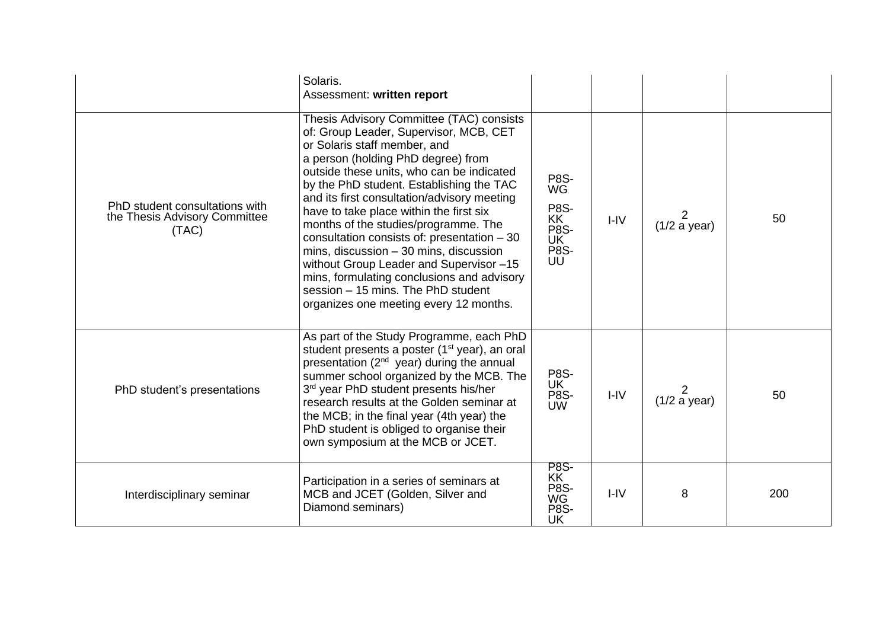|  |  |  |  |  |  |
|---|---|---|---|---|---|
|  | Solaris.<br>Assessment: **written report** |  |  |  |  |
| PhD student consultations with the Thesis Advisory Committee (TAC) | Thesis Advisory Committee (TAC) consists of: Group Leader, Supervisor, MCB, CET or Solaris staff member, and a person (holding PhD degree) from outside these units, who can be indicated by the PhD student. Establishing the TAC and its first consultation/advisory meeting have to take place within the first six months of the studies/programme. The consultation consists of: presentation – 30 mins, discussion – 30 mins, discussion without Group Leader and Supervisor –15 mins, formulating conclusions and advisory session – 15 mins. The PhD student organizes one meeting every 12 months. | P8S-WG<br>P8S-KK<br>P8S-UK<br>P8S-UU | I-IV | 2<br>(1/2 a year) | 50 |
| PhD student's presentations | As part of the Study Programme, each PhD student presents a poster (1st year), an oral presentation (2nd year) during the annual summer school organized by the MCB. The 3rd year PhD student presents his/her research results at the Golden seminar at the MCB; in the final year (4th year) the PhD student is obliged to organise their own symposium at the MCB or JCET. | P8S-UK<br>P8S-UW | I-IV | 2<br>(1/2 a year) | 50 |
| Interdisciplinary seminar | Participation in a series of seminars at MCB and JCET (Golden, Silver and Diamond seminars) | P8S-KK<br>P8S-WG<br>P8S-UK | I-IV | 8 | 200 |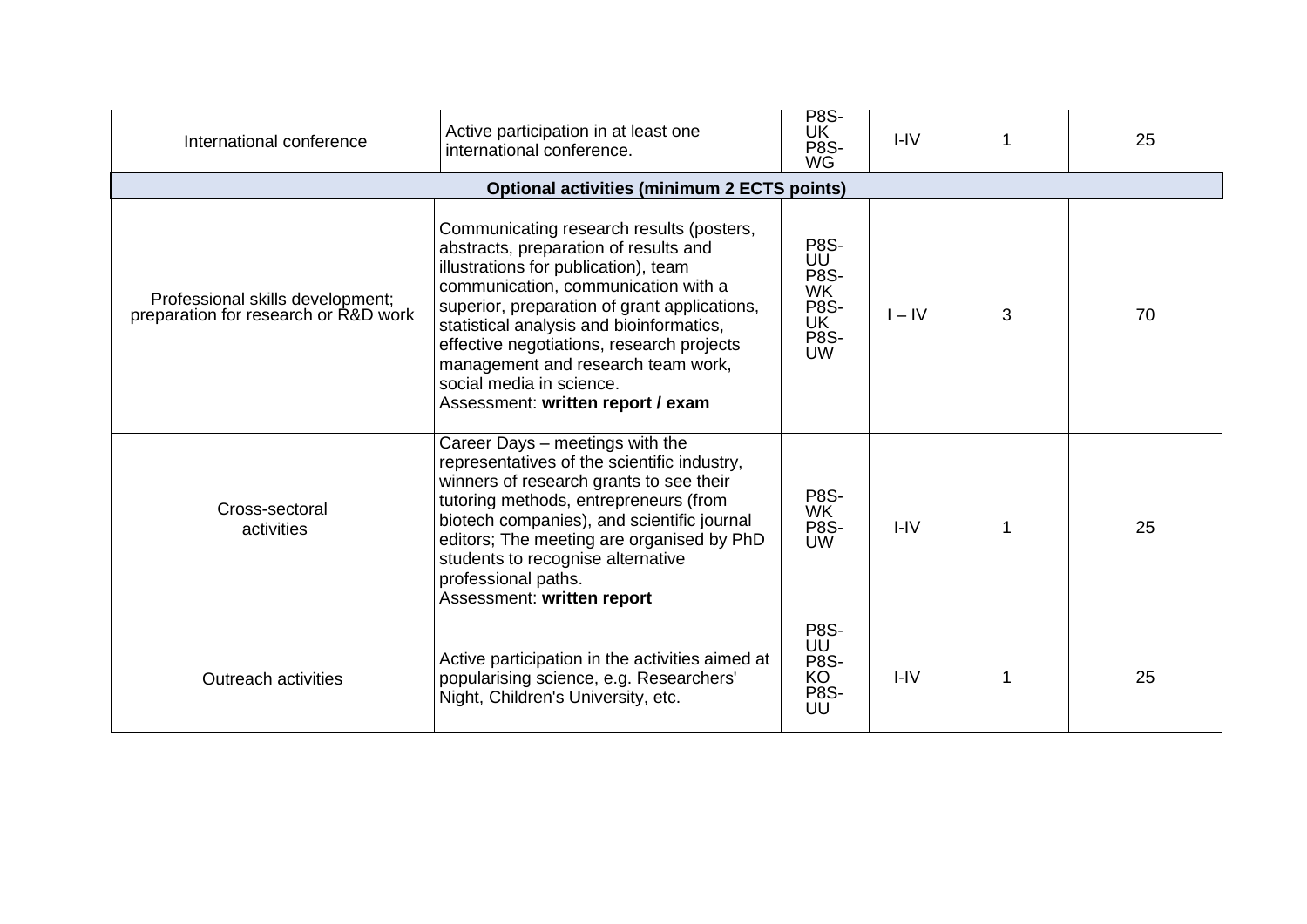| | | | | | |
|---|---|---|---|---|---|
| International conference | Active participation in at least one international conference. | P8S-UK P8S-WG | I-IV | 1 | 25 |
| **Optional activities (minimum 2 ECTS points)** | | | | | |
| Professional skills development; preparation for research or R&D work | Communicating research results (posters, abstracts, preparation of results and illustrations for publication), team communication, communication with a superior, preparation of grant applications, statistical analysis and bioinformatics, effective negotiations, research projects management and research team work, social media in science.<br>Assessment: **written report / exam** | P8S-UU P8S-WK P8S-UK P8S-UW | I – IV | 3 | 70 |
| Cross-sectoral activities | Career Days – meetings with the representatives of the scientific industry, winners of research grants to see their tutoring methods, entrepreneurs (from biotech companies), and scientific journal editors; The meeting are organised by PhD students to recognise alternative professional paths.<br>Assessment: **written report** | P8S-WK P8S-UW | I-IV | 1 | 25 |
| Outreach activities | Active participation in the activities aimed at popularising science, e.g. Researchers' Night, Children's University, etc. | P8S-UU P8S-KO P8S-UU | I-IV | 1 | 25 |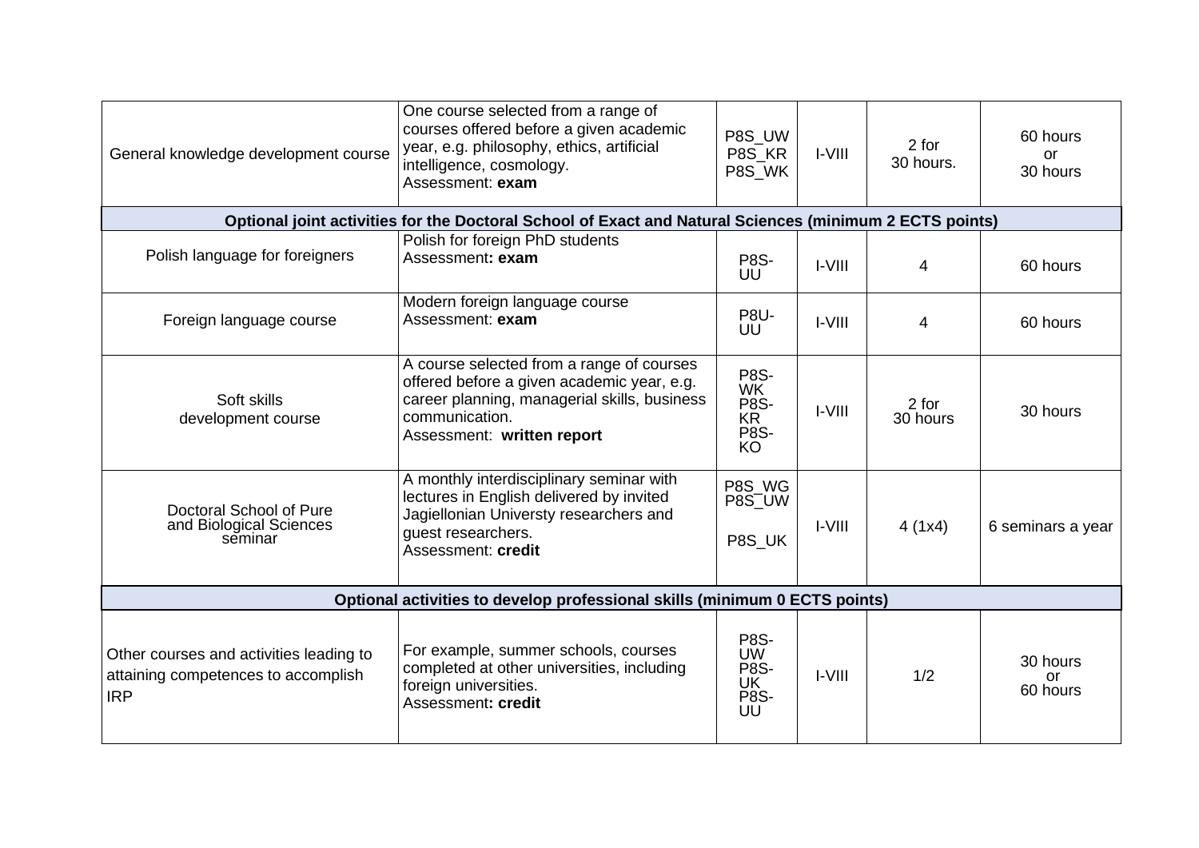| | | | | | |
|---|---|---|---|---|---|
| General knowledge development course | One course selected from a range of courses offered before a given academic year, e.g. philosophy, ethics, artificial intelligence, cosmology.<br>Assessment: **exam** | P8S_UW<br>P8S_KR<br>P8S_WK | I-VIII | 2 for 30 hours. | 60 hours or 30 hours |
| **Optional joint activities for the Doctoral School of Exact and Natural Sciences (minimum 2 ECTS points)** | | | | | |
| Polish language for foreigners | Polish for foreign PhD students<br>Assessment**: exam** | P8S-UU | I-VIII | 4 | 60 hours |
| Foreign language course | Modern foreign language course<br>Assessment: **exam** | P8U-UU | I-VIII | 4 | 60 hours |
| Soft skills development course | A course selected from a range of courses offered before a given academic year, e.g. career planning, managerial skills, business communication.<br>Assessment: **written report** | P8S-WK<br>P8S-KR<br>P8S-KO | I-VIII | 2 for 30 hours | 30 hours |
| Doctoral School of Pure and Biological Sciences seminar | A monthly interdisciplinary seminar with lectures in English delivered by invited Jagiellonian Universty researchers and guest researchers.<br>Assessment: **credit** | P8S_WG<br>P8S_UW<br>P8S_UK | I-VIII | 4 (1x4) | 6 seminars a year |
| **Optional activities to develop professional skills (minimum 0 ECTS points)** | | | | | |
| Other courses and activities leading to attaining competences to accomplish IRP | For example, summer schools, courses completed at other universities, including foreign universities.<br>Assessment**: credit** | P8S-UW<br>P8S-UK<br>P8S-UU | I-VIII | 1/2 | 30 hours or 60 hours |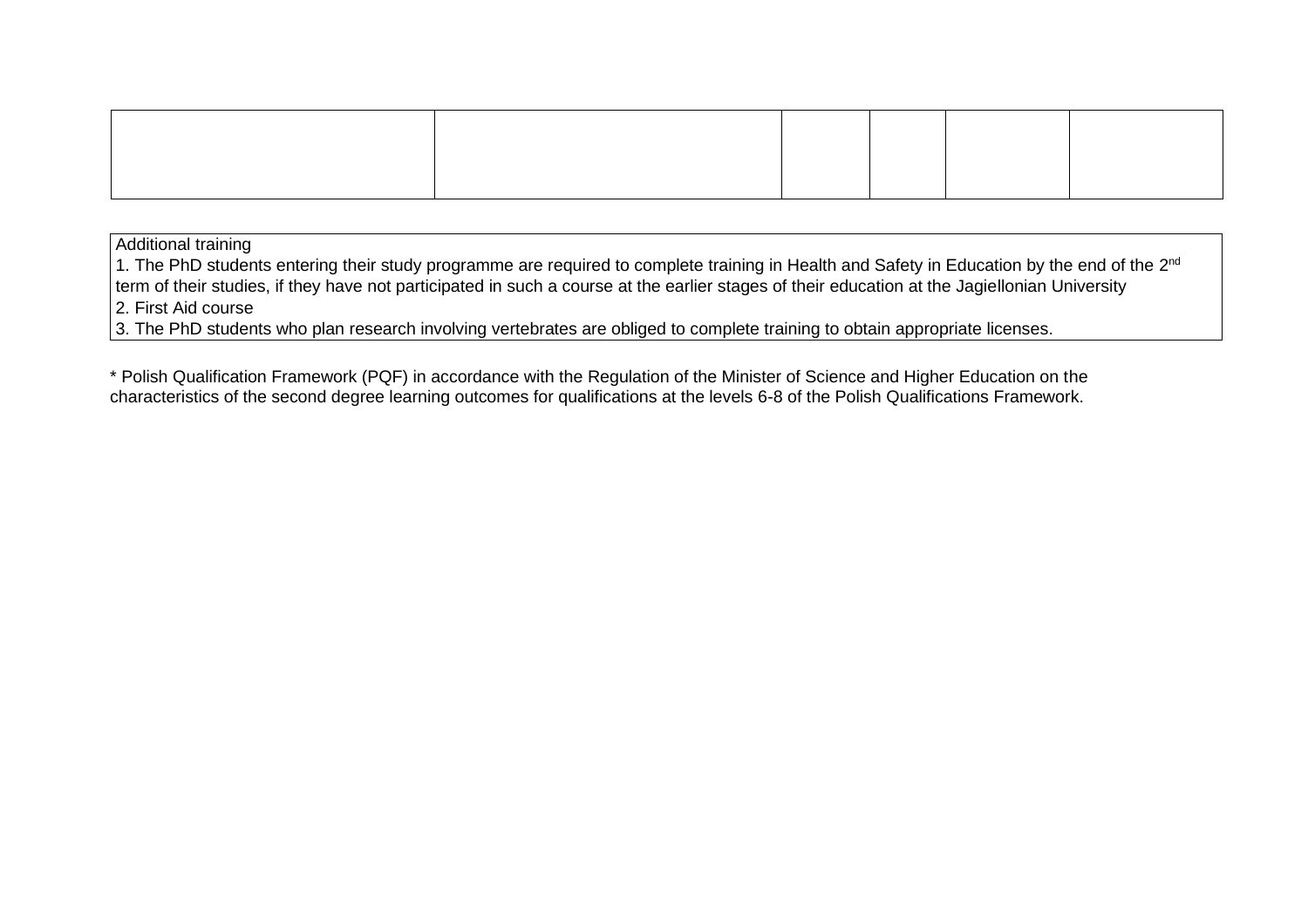| | | | | | |
|---|---|---|---|---|---|
| | | | | | |

| |
|---|
| Additional training<br>1. The PhD students entering their study programme are required to complete training in Health and Safety in Education by the end of the 2[nd] term of their studies, if they have not participated in such a course at the earlier stages of their education at the Jagiellonian University<br>2. First Aid course<br>3. The PhD students who plan research involving vertebrates are obliged to complete training to obtain appropriate licenses. |

* Polish Qualification Framework (PQF) in accordance with the Regulation of the Minister of Science and Higher Education on the characteristics of the second degree learning outcomes for qualifications at the levels 6-8 of the Polish Qualifications Framework.